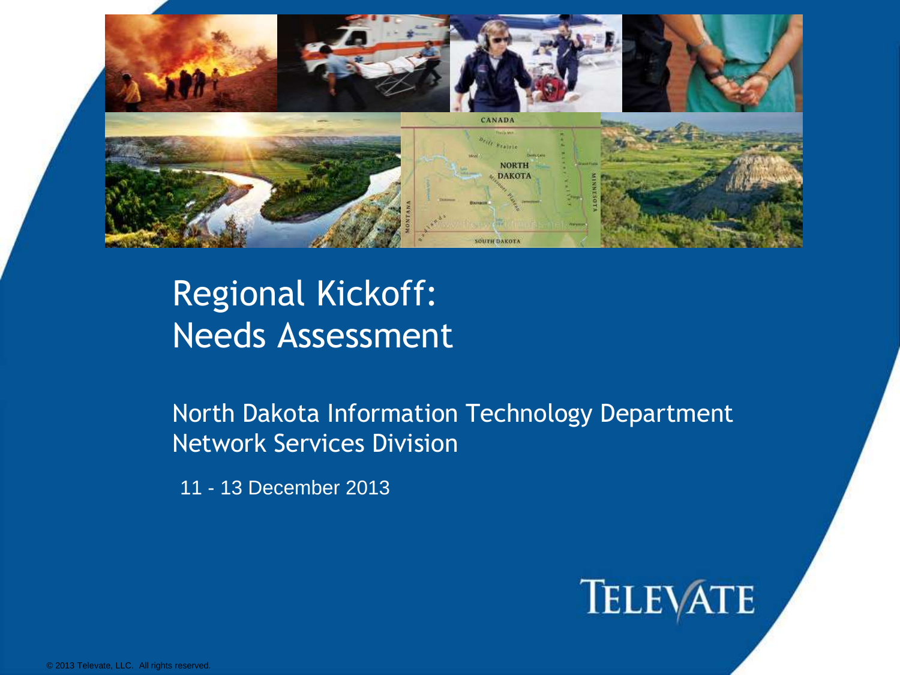# Regional Kickoff: Needs Assessment

North Dakota Information Technology Department
Network Services Division

11 - 13 December 2013

TELEVATE

© 2013 Televate, LLC. All rights reserved.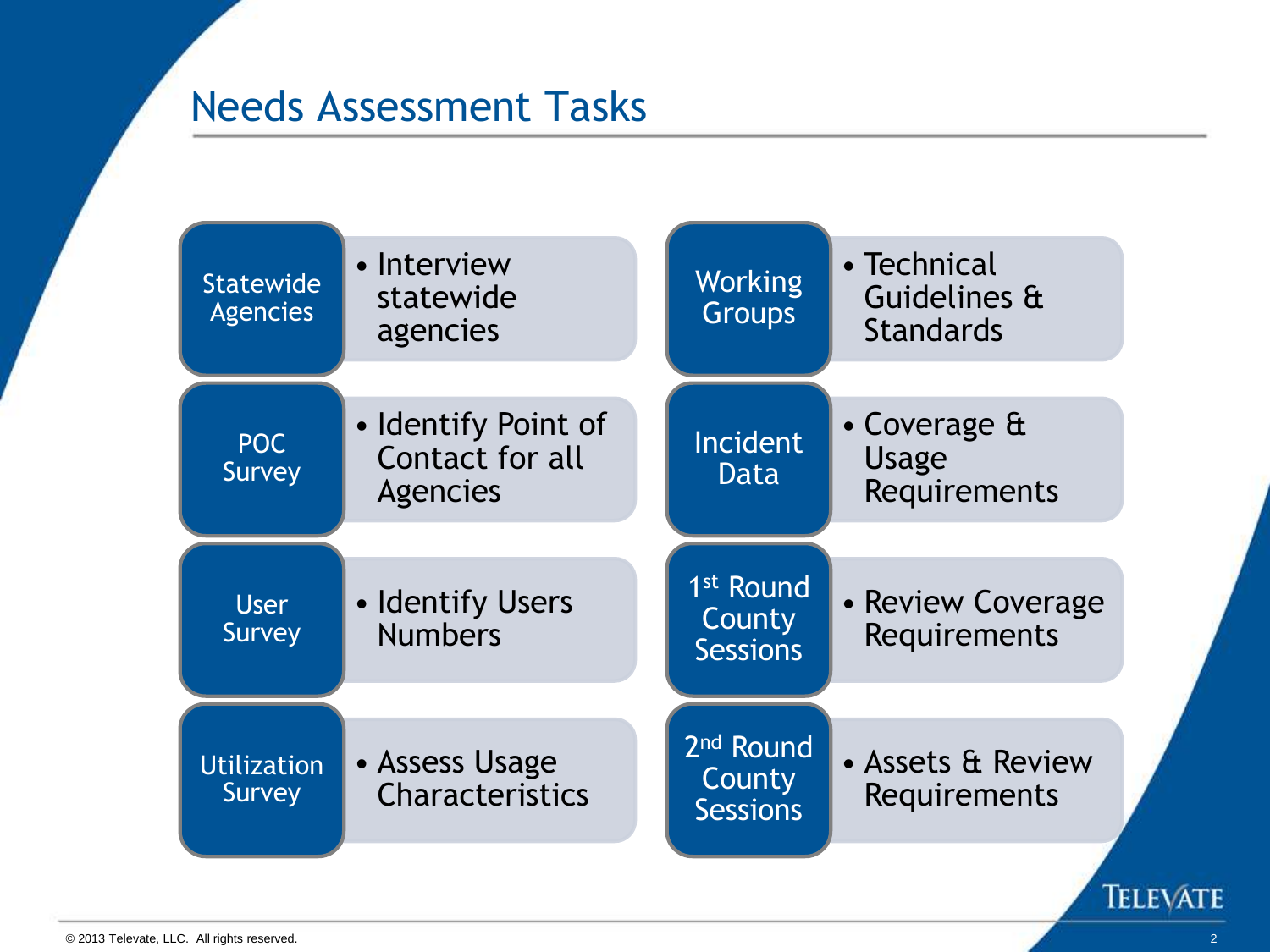# Needs Assessment Tasks

| Task | Description |
| --- | --- |
| Statewide Agencies | Interview statewide agencies |
| POC Survey | Identify Point of Contact for all Agencies |
| User Survey | Identify Users Numbers |
| Utilization Survey | Assess Usage Characteristics |
| Working Groups | Technical Guidelines & Standards |
| Incident Data | Coverage & Usage Requirements |
| 1st Round County Sessions | Review Coverage Requirements |
| 2nd Round County Sessions | Assets & Review Requirements |

© 2013 Televate, LLC. All rights reserved.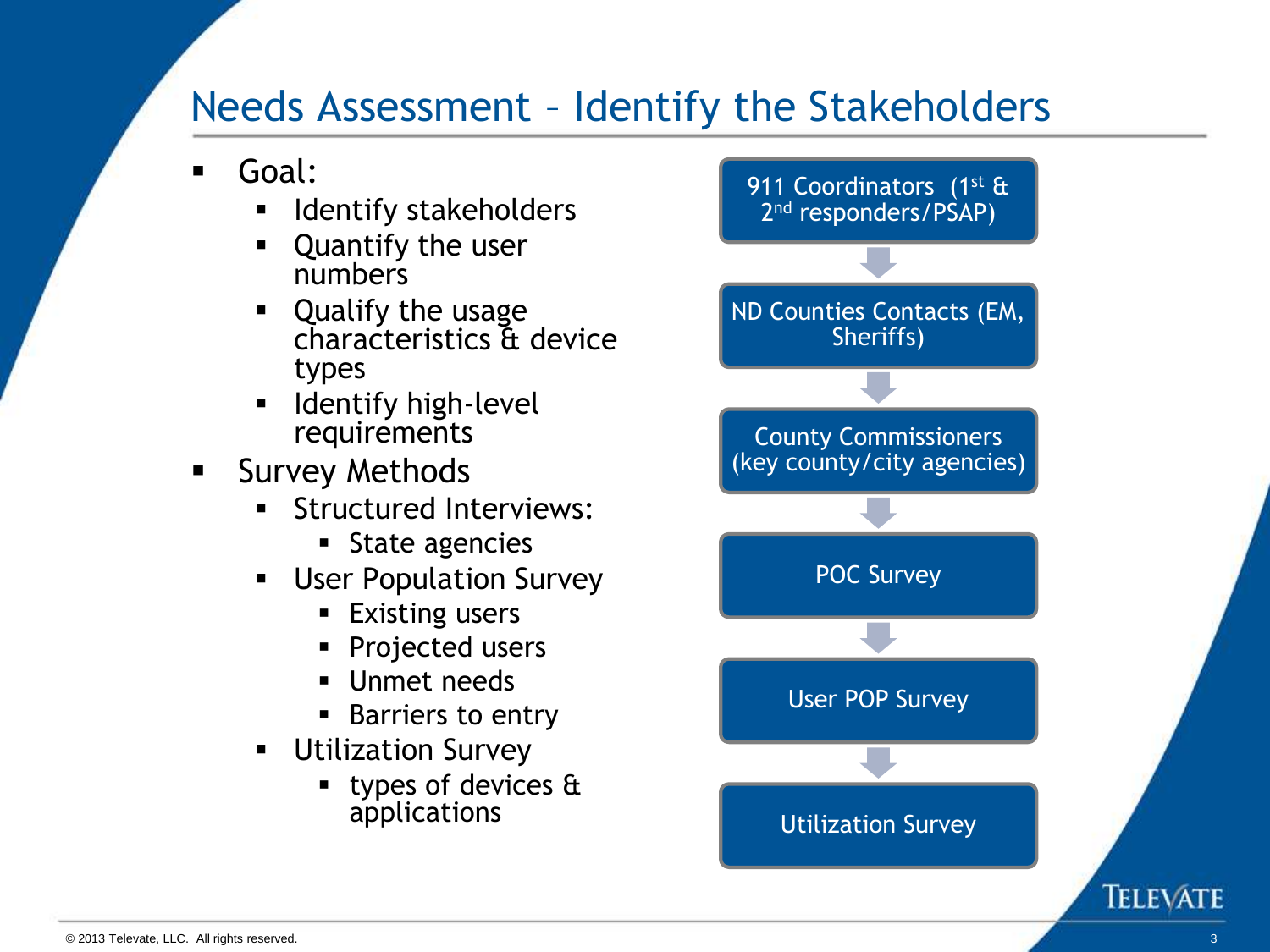# Needs Assessment – Identify the Stakeholders

- Goal:
  - Identify stakeholders
  - Quantify the user numbers
  - Qualify the usage characteristics & device types
  - Identify high-level requirements
- Survey Methods
  - Structured Interviews:
    - State agencies
  - User Population Survey
    - Existing users
    - Projected users
    - Unmet needs
    - Barriers to entry
  - Utilization Survey
    - types of devices & applications

911 Coordinators (1st & 2nd responders/PSAP)

↓

ND Counties Contacts (EM, Sheriffs)

↓

County Commissioners (key county/city agencies)

↓

POC Survey

↓

User POP Survey

↓

Utilization Survey

© 2013 Televate, LLC. All rights reserved.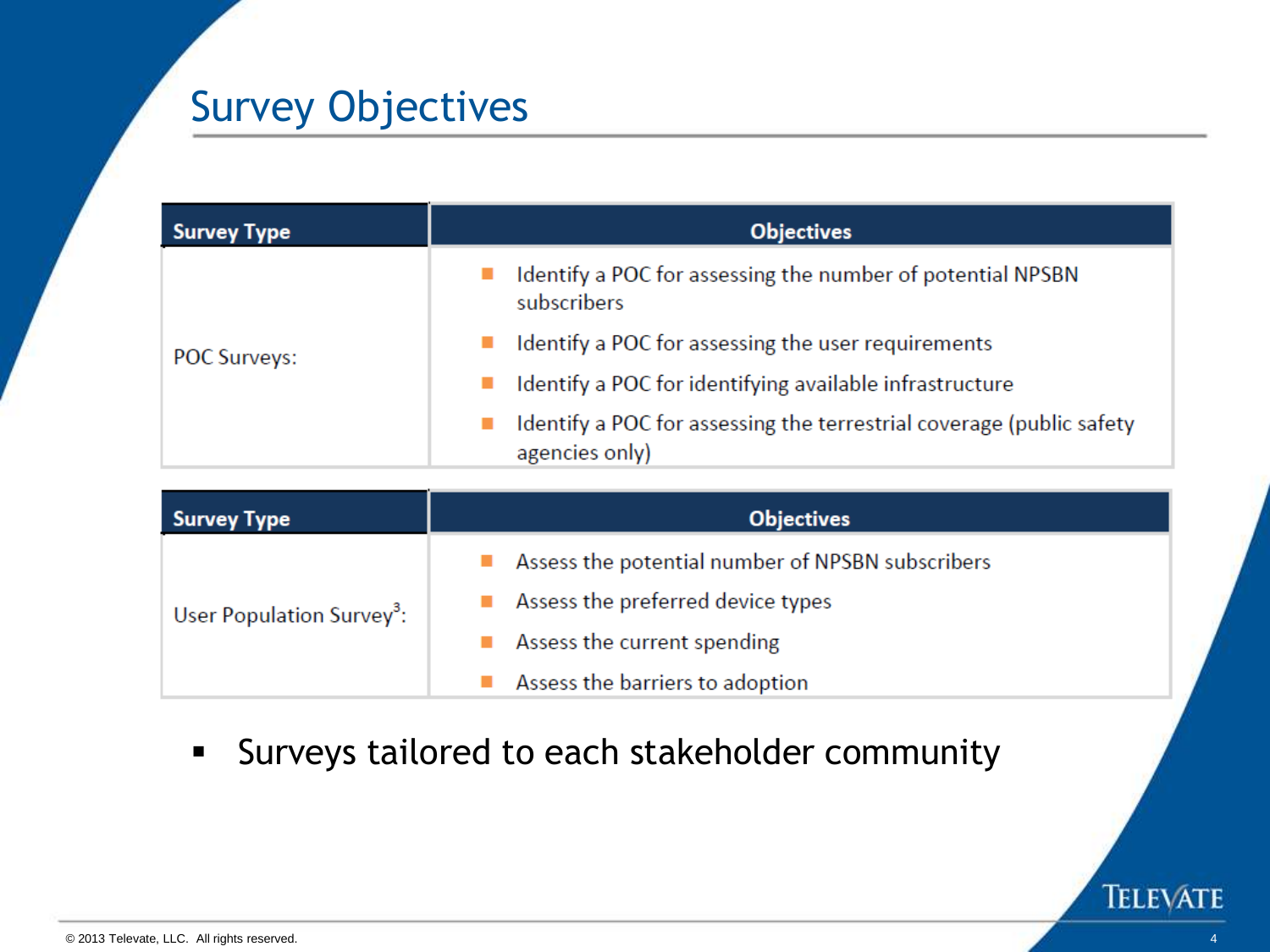# Survey Objectives

| Survey Type | Objectives |
|---|---|
| POC Surveys: | ■ Identify a POC for assessing the number of potential NPSBN subscribers<br>■ Identify a POC for assessing the user requirements<br>■ Identify a POC for identifying available infrastructure<br>■ Identify a POC for assessing the terrestrial coverage (public safety agencies only) |

| Survey Type | Objectives |
|---|---|
| User Population Survey[3]: | ■ Assess the potential number of NPSBN subscribers<br>■ Assess the preferred device types<br>■ Assess the current spending<br>■ Assess the barriers to adoption |

- Surveys tailored to each stakeholder community

© 2013 Televate, LLC. All rights reserved.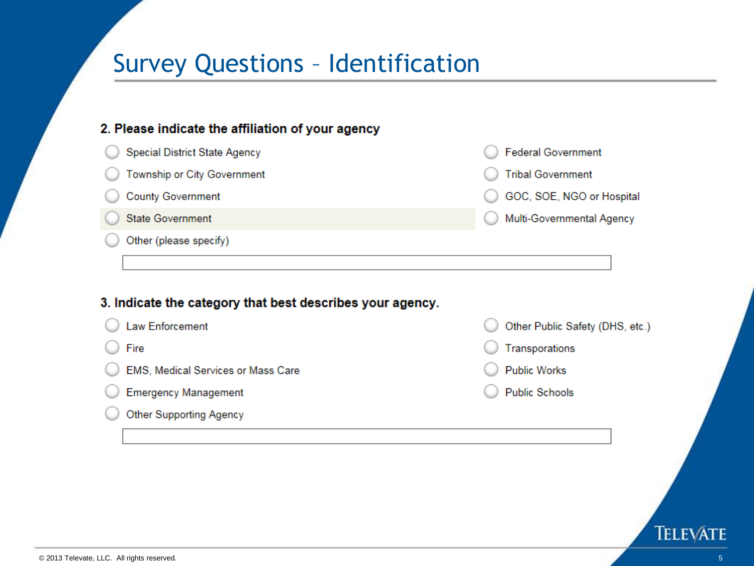# Survey Questions – Identification

**2. Please indicate the affiliation of your agency**

- Special District State Agency
- Township or City Government
- County Government
- State Government
- Other (please specify)
- Federal Government
- Tribal Government
- GOC, SOE, NGO or Hospital
- Multi-Governmental Agency

**3. Indicate the category that best describes your agency.**

- Law Enforcement
- Fire
- EMS, Medical Services or Mass Care
- Emergency Management
- Other Supporting Agency
- Other Public Safety (DHS, etc.)
- Transporations
- Public Works
- Public Schools

© 2013 Televate, LLC. All rights reserved.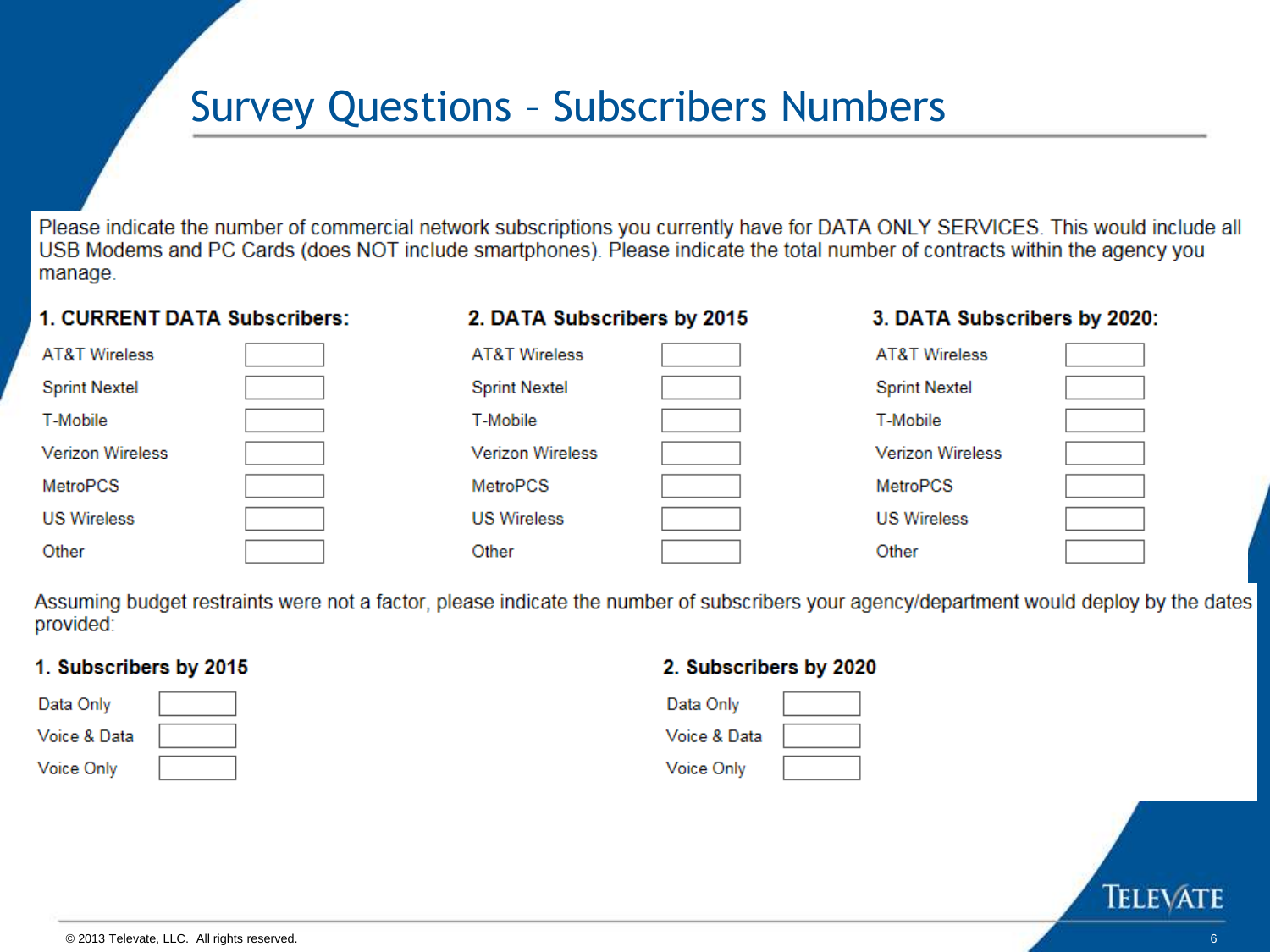# Survey Questions – Subscribers Numbers

Please indicate the number of commercial network subscriptions you currently have for DATA ONLY SERVICES. This would include all USB Modems and PC Cards (does NOT include smartphones). Please indicate the total number of contracts within the agency you manage.

| 1. CURRENT DATA Subscribers: | | 2. DATA Subscribers by 2015 | | 3. DATA Subscribers by 2020: | |
|---|---|---|---|---|---|
| AT&T Wireless | | AT&T Wireless | | AT&T Wireless | |
| Sprint Nextel | | Sprint Nextel | | Sprint Nextel | |
| T-Mobile | | T-Mobile | | T-Mobile | |
| Verizon Wireless | | Verizon Wireless | | Verizon Wireless | |
| MetroPCS | | MetroPCS | | MetroPCS | |
| US Wireless | | US Wireless | | US Wireless | |
| Other | | Other | | Other | |

Assuming budget restraints were not a factor, please indicate the number of subscribers your agency/department would deploy by the dates provided:

| 1. Subscribers by 2015 | | 2. Subscribers by 2020 | |
|---|---|---|---|
| Data Only | | Data Only | |
| Voice & Data | | Voice & Data | |
| Voice Only | | Voice Only | |

© 2013 Televate, LLC. All rights reserved.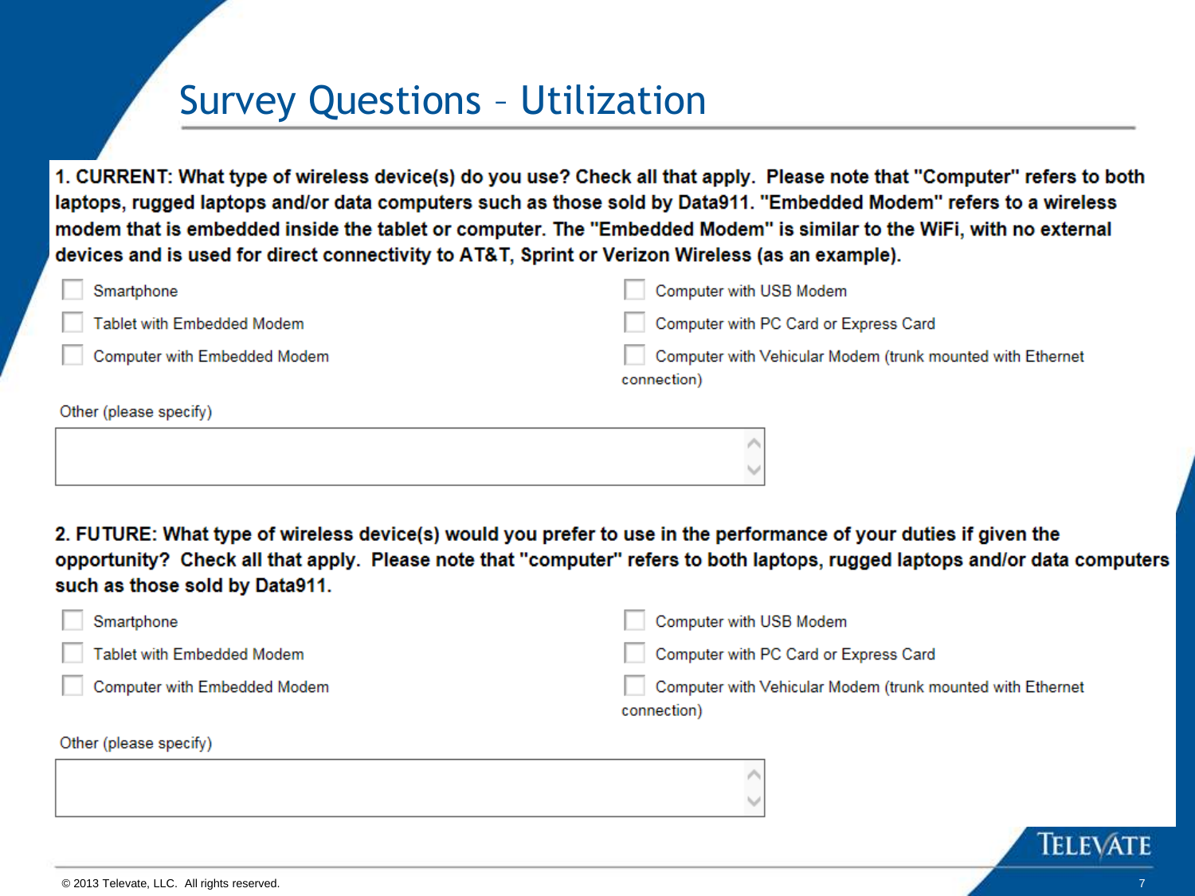# Survey Questions – Utilization

**1. CURRENT: What type of wireless device(s) do you use? Check all that apply. Please note that "Computer" refers to both laptops, rugged laptops and/or data computers such as those sold by Data911. "Embedded Modem" refers to a wireless modem that is embedded inside the tablet or computer. The "Embedded Modem" is similar to the WiFi, with no external devices and is used for direct connectivity to AT&T, Sprint or Verizon Wireless (as an example).**

- [ ] Smartphone
- [ ] Tablet with Embedded Modem
- [ ] Computer with Embedded Modem
- [ ] Computer with USB Modem
- [ ] Computer with PC Card or Express Card
- [ ] Computer with Vehicular Modem (trunk mounted with Ethernet connection)

Other (please specify)

**2. FUTURE: What type of wireless device(s) would you prefer to use in the performance of your duties if given the opportunity? Check all that apply. Please note that "computer" refers to both laptops, rugged laptops and/or data computers such as those sold by Data911.**

- [ ] Smartphone
- [ ] Tablet with Embedded Modem
- [ ] Computer with Embedded Modem
- [ ] Computer with USB Modem
- [ ] Computer with PC Card or Express Card
- [ ] Computer with Vehicular Modem (trunk mounted with Ethernet connection)

Other (please specify)

© 2013 Televate, LLC. All rights reserved.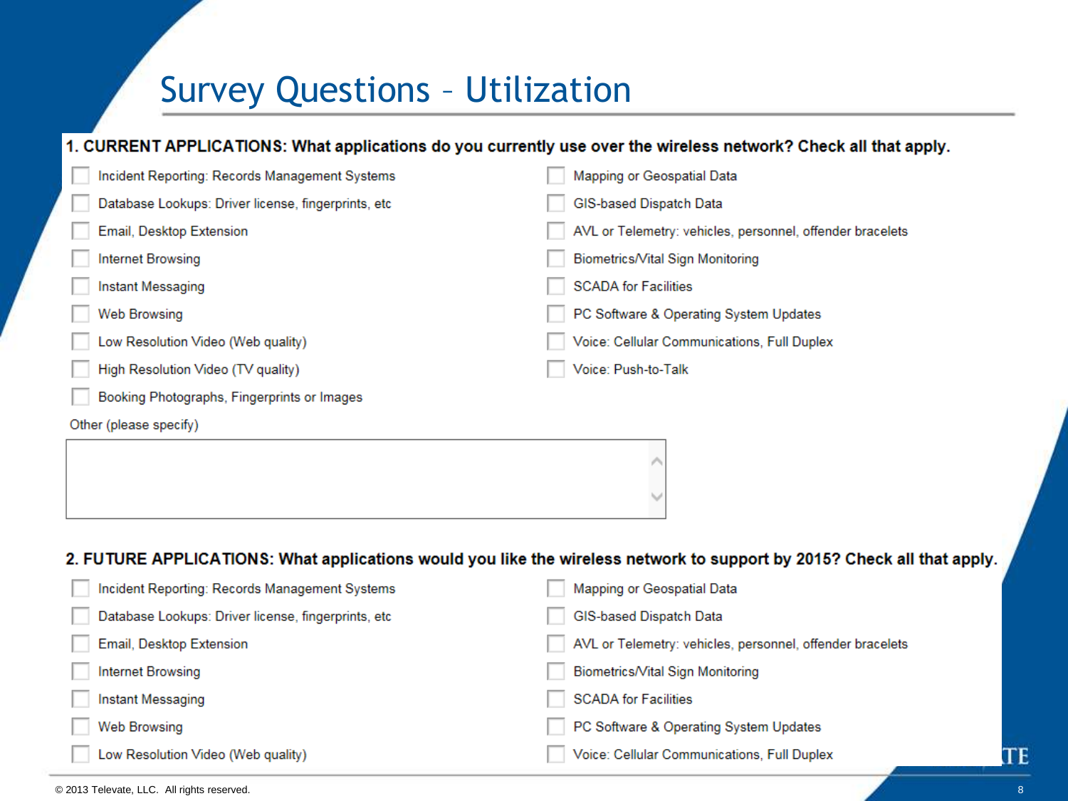# Survey Questions – Utilization

**1. CURRENT APPLICATIONS: What applications do you currently use over the wireless network? Check all that apply.**

- [ ] Incident Reporting: Records Management Systems
- [ ] Database Lookups: Driver license, fingerprints, etc
- [ ] Email, Desktop Extension
- [ ] Internet Browsing
- [ ] Instant Messaging
- [ ] Web Browsing
- [ ] Low Resolution Video (Web quality)
- [ ] High Resolution Video (TV quality)
- [ ] Booking Photographs, Fingerprints or Images
- [ ] Mapping or Geospatial Data
- [ ] GIS-based Dispatch Data
- [ ] AVL or Telemetry: vehicles, personnel, offender bracelets
- [ ] Biometrics/Vital Sign Monitoring
- [ ] SCADA for Facilities
- [ ] PC Software & Operating System Updates
- [ ] Voice: Cellular Communications, Full Duplex
- [ ] Voice: Push-to-Talk

Other (please specify)

**2. FUTURE APPLICATIONS: What applications would you like the wireless network to support by 2015? Check all that apply.**

- [ ] Incident Reporting: Records Management Systems
- [ ] Database Lookups: Driver license, fingerprints, etc
- [ ] Email, Desktop Extension
- [ ] Internet Browsing
- [ ] Instant Messaging
- [ ] Web Browsing
- [ ] Low Resolution Video (Web quality)
- [ ] Mapping or Geospatial Data
- [ ] GIS-based Dispatch Data
- [ ] AVL or Telemetry: vehicles, personnel, offender bracelets
- [ ] Biometrics/Vital Sign Monitoring
- [ ] SCADA for Facilities
- [ ] PC Software & Operating System Updates
- [ ] Voice: Cellular Communications, Full Duplex

© 2013 Televate, LLC. All rights reserved.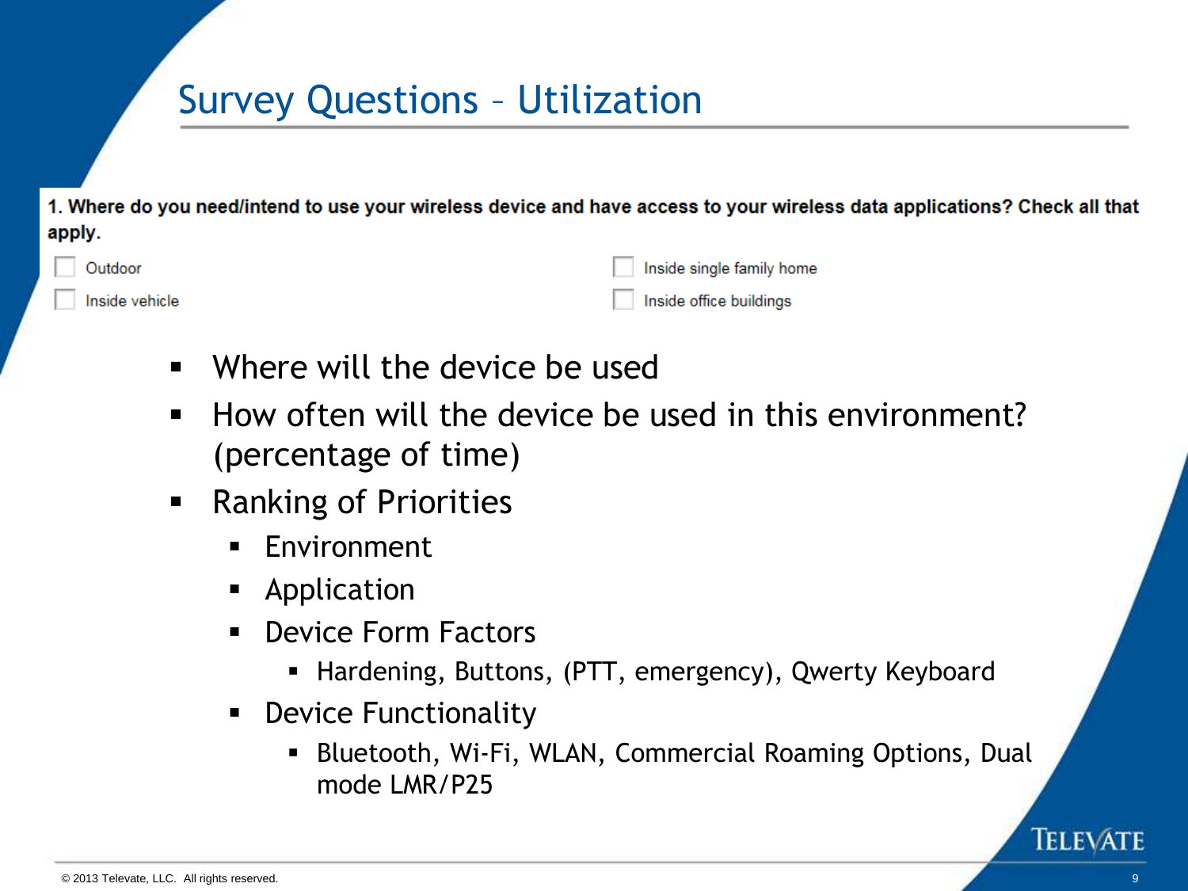# Survey Questions – Utilization

**1. Where do you need/intend to use your wireless device and have access to your wireless data applications? Check all that apply.**

- ☐ Outdoor
- ☐ Inside vehicle
- ☐ Inside single family home
- ☐ Inside office buildings

- Where will the device be used
- How often will the device be used in this environment? (percentage of time)
- Ranking of Priorities
  - Environment
  - Application
  - Device Form Factors
    - Hardening, Buttons, (PTT, emergency), Qwerty Keyboard
  - Device Functionality
    - Bluetooth, Wi-Fi, WLAN, Commercial Roaming Options, Dual mode LMR/P25

TELEVATE

© 2013 Televate, LLC. All rights reserved.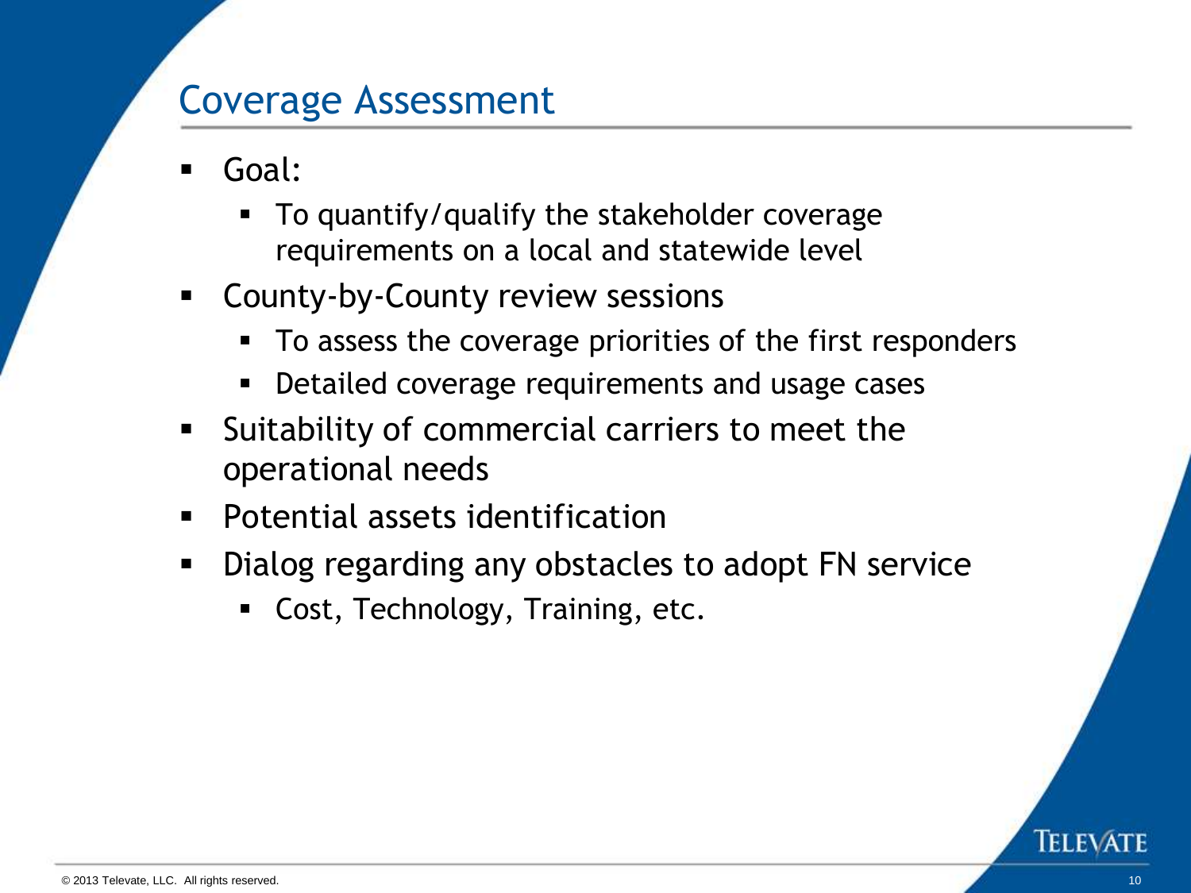## Coverage Assessment

- Goal:
  - To quantify/qualify the stakeholder coverage requirements on a local and statewide level
- County-by-County review sessions
  - To assess the coverage priorities of the first responders
  - Detailed coverage requirements and usage cases
- Suitability of commercial carriers to meet the operational needs
- Potential assets identification
- Dialog regarding any obstacles to adopt FN service
  - Cost, Technology, Training, etc.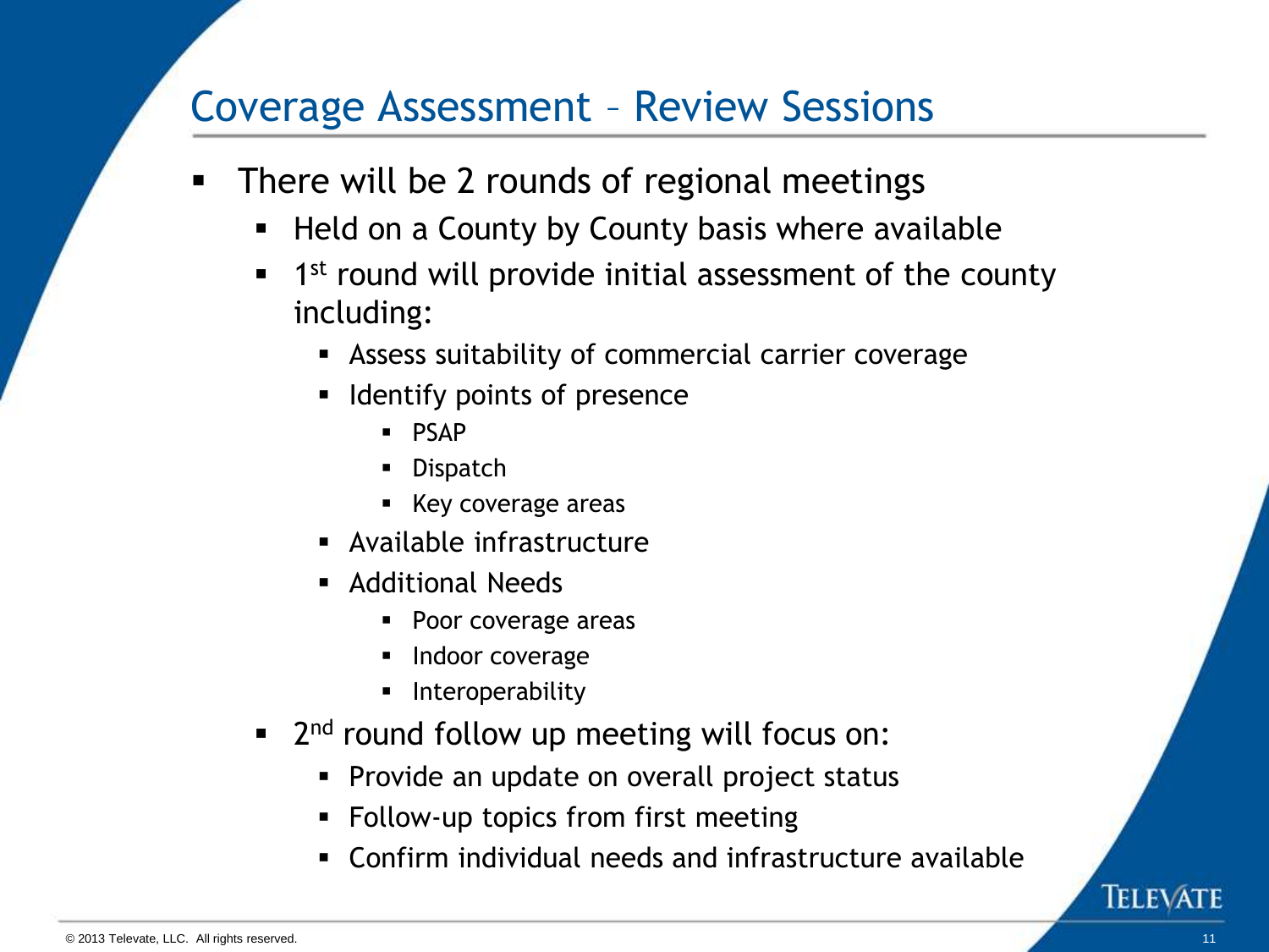# Coverage Assessment – Review Sessions

- There will be 2 rounds of regional meetings
  - Held on a County by County basis where available
  - 1st round will provide initial assessment of the county including:
    - Assess suitability of commercial carrier coverage
    - Identify points of presence
      - PSAP
      - Dispatch
      - Key coverage areas
    - Available infrastructure
    - Additional Needs
      - Poor coverage areas
      - Indoor coverage
      - Interoperability
  - 2nd round follow up meeting will focus on:
    - Provide an update on overall project status
    - Follow-up topics from first meeting
    - Confirm individual needs and infrastructure available

© 2013 Televate, LLC. All rights reserved.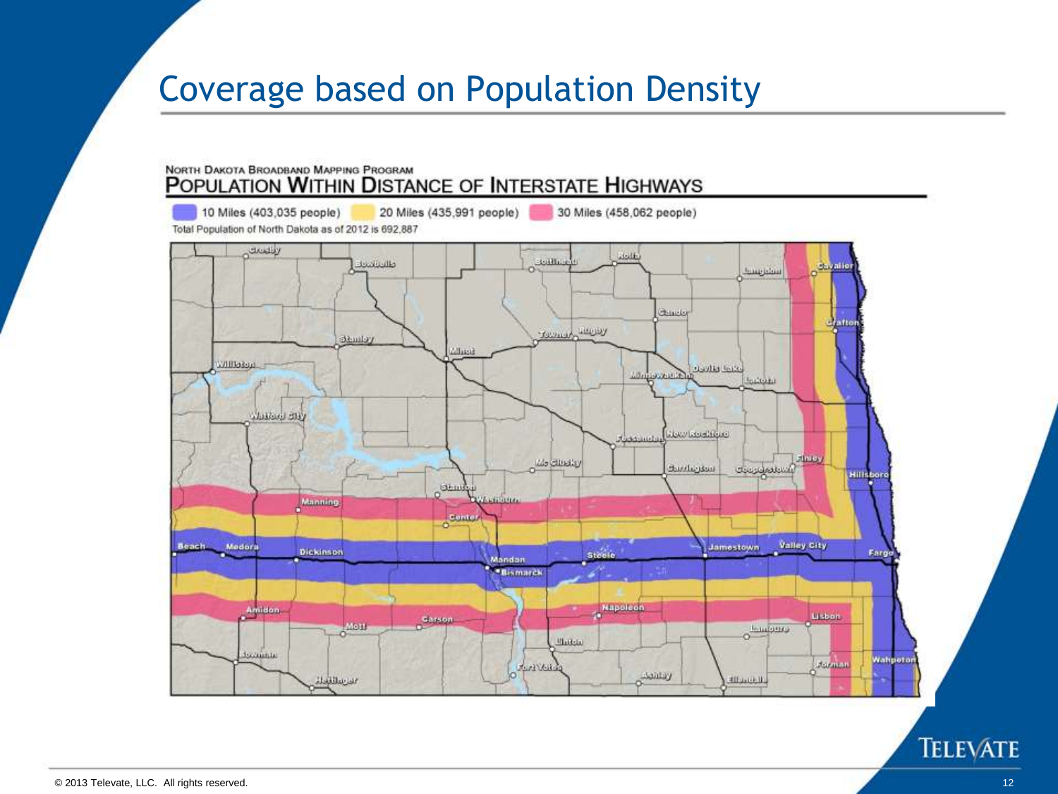# Coverage based on Population Density

NORTH DAKOTA BROADBAND MAPPING PROGRAM

## POPULATION WITHIN DISTANCE OF INTERSTATE HIGHWAYS

10 Miles (403,035 people) 20 Miles (435,991 people) 30 Miles (458,062 people)

Total Population of North Dakota as of 2012 is 692,887

© 2013 Televate, LLC. All rights reserved.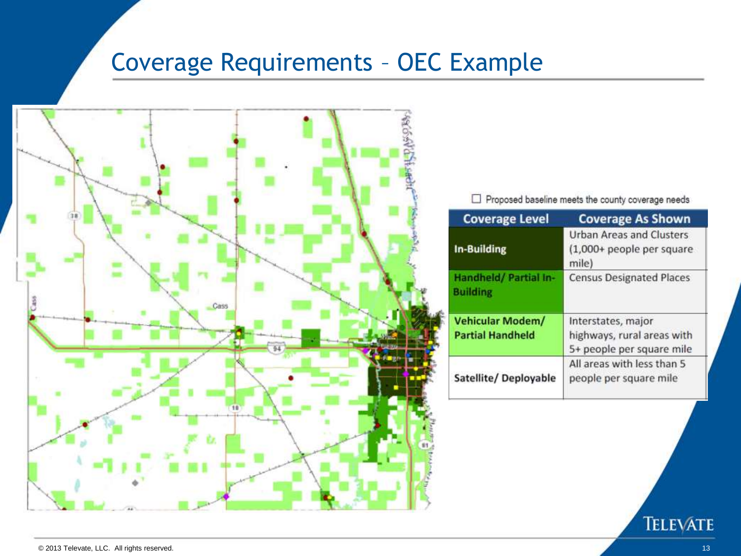# Coverage Requirements – OEC Example

☐ Proposed baseline meets the county coverage needs

| Coverage Level | Coverage As Shown |
|---|---|
| **In-Building** | Urban Areas and Clusters (1,000+ people per square mile) |
| **Handheld/ Partial In-Building** | Census Designated Places |
| **Vehicular Modem/ Partial Handheld** | Interstates, major highways, rural areas with 5+ people per square mile |
| **Satellite/ Deployable** | All areas with less than 5 people per square mile |

© 2013 Televate, LLC. All rights reserved.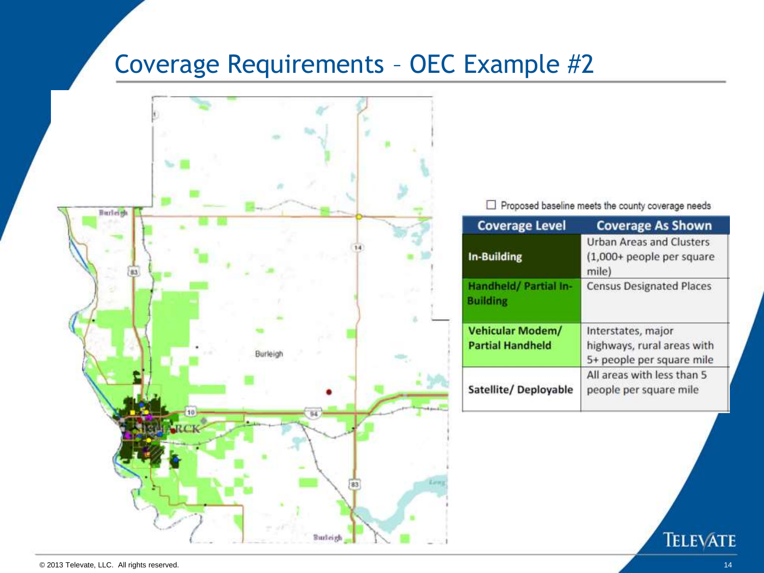# Coverage Requirements – OEC Example #2

☐ Proposed baseline meets the county coverage needs

| Coverage Level | Coverage As Shown |
| --- | --- |
| **In-Building** | Urban Areas and Clusters (1,000+ people per square mile) |
| **Handheld/ Partial In-Building** | Census Designated Places |
| **Vehicular Modem/ Partial Handheld** | Interstates, major highways, rural areas with 5+ people per square mile |
| **Satellite/ Deployable** | All areas with less than 5 people per square mile |

© 2013 Televate, LLC. All rights reserved.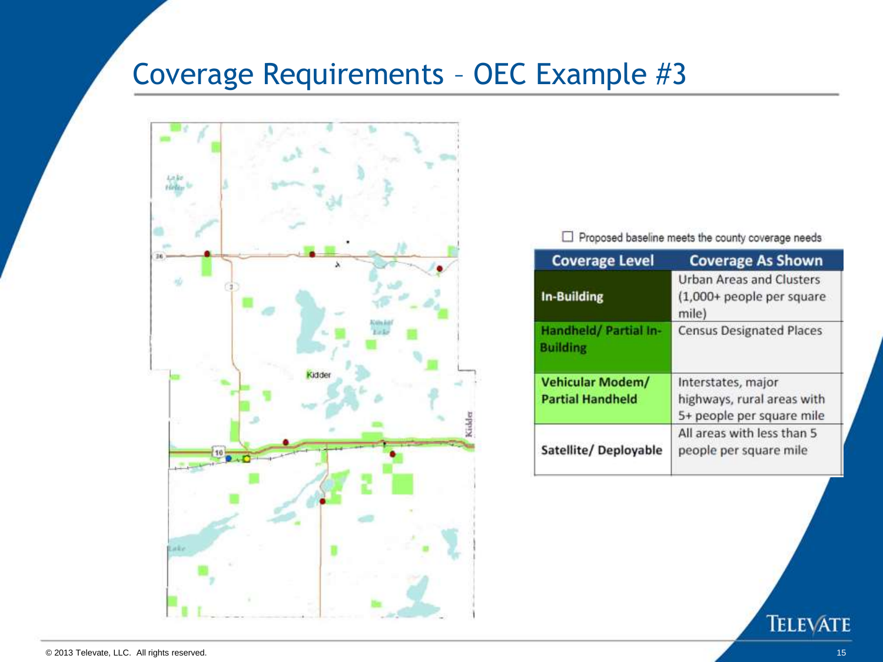# Coverage Requirements – OEC Example #3

☐ Proposed baseline meets the county coverage needs

| Coverage Level | Coverage As Shown |
|---|---|
| **In-Building** | Urban Areas and Clusters (1,000+ people per square mile) |
| **Handheld/ Partial In-Building** | Census Designated Places |
| **Vehicular Modem/ Partial Handheld** | Interstates, major highways, rural areas with 5+ people per square mile |
| **Satellite/ Deployable** | All areas with less than 5 people per square mile |

© 2013 Televate, LLC. All rights reserved.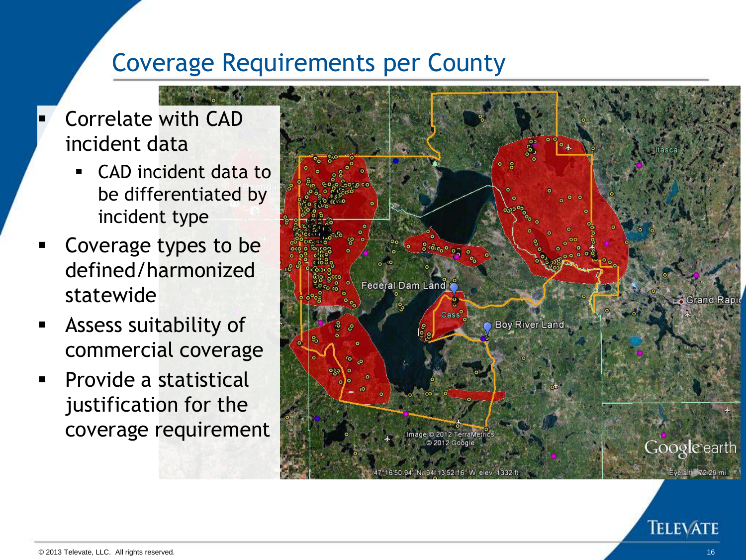# Coverage Requirements per County

- Correlate with CAD incident data
  - CAD incident data to be differentiated by incident type
- Coverage types to be defined/harmonized statewide
- Assess suitability of commercial coverage
- Provide a statistical justification for the coverage requirement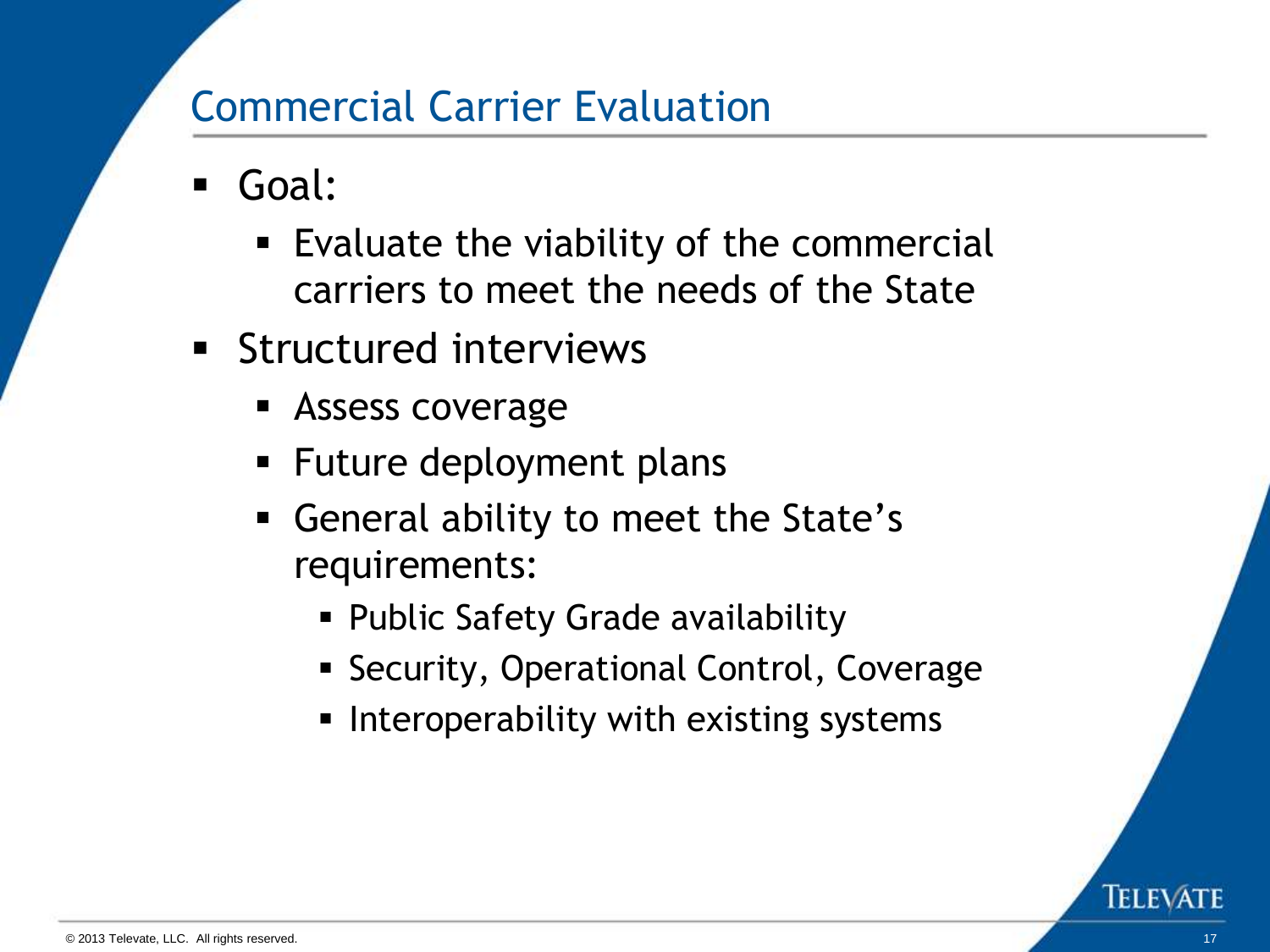# Commercial Carrier Evaluation

- Goal:
  - Evaluate the viability of the commercial carriers to meet the needs of the State
- Structured interviews
  - Assess coverage
  - Future deployment plans
  - General ability to meet the State's requirements:
    - Public Safety Grade availability
    - Security, Operational Control, Coverage
    - Interoperability with existing systems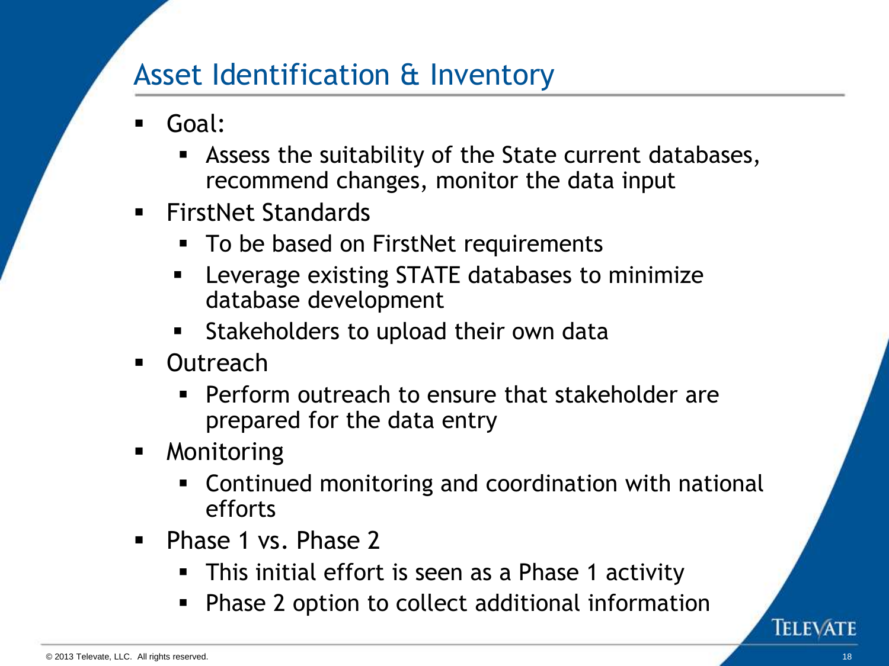# Asset Identification & Inventory

- Goal:
  - Assess the suitability of the State current databases, recommend changes, monitor the data input
- FirstNet Standards
  - To be based on FirstNet requirements
  - Leverage existing STATE databases to minimize database development
  - Stakeholders to upload their own data
- Outreach
  - Perform outreach to ensure that stakeholder are prepared for the data entry
- Monitoring
  - Continued monitoring and coordination with national efforts
- Phase 1 vs. Phase 2
  - This initial effort is seen as a Phase 1 activity
  - Phase 2 option to collect additional information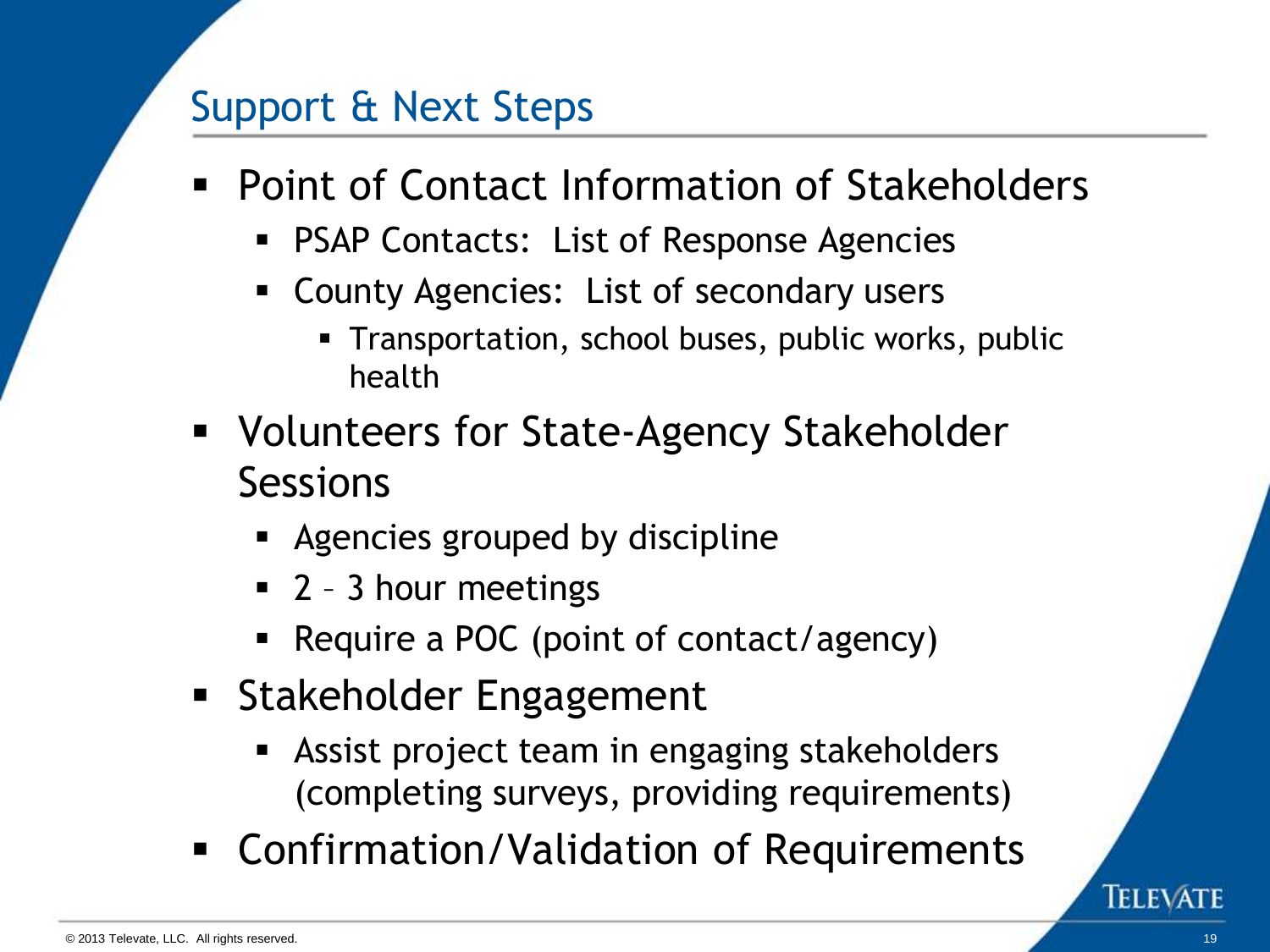## Support & Next Steps

- Point of Contact Information of Stakeholders
  - PSAP Contacts: List of Response Agencies
  - County Agencies: List of secondary users
    - Transportation, school buses, public works, public health
- Volunteers for State-Agency Stakeholder Sessions
  - Agencies grouped by discipline
  - 2 – 3 hour meetings
  - Require a POC (point of contact/agency)
- Stakeholder Engagement
  - Assist project team in engaging stakeholders (completing surveys, providing requirements)
- Confirmation/Validation of Requirements

TELEVATE

© 2013 Televate, LLC. All rights reserved.